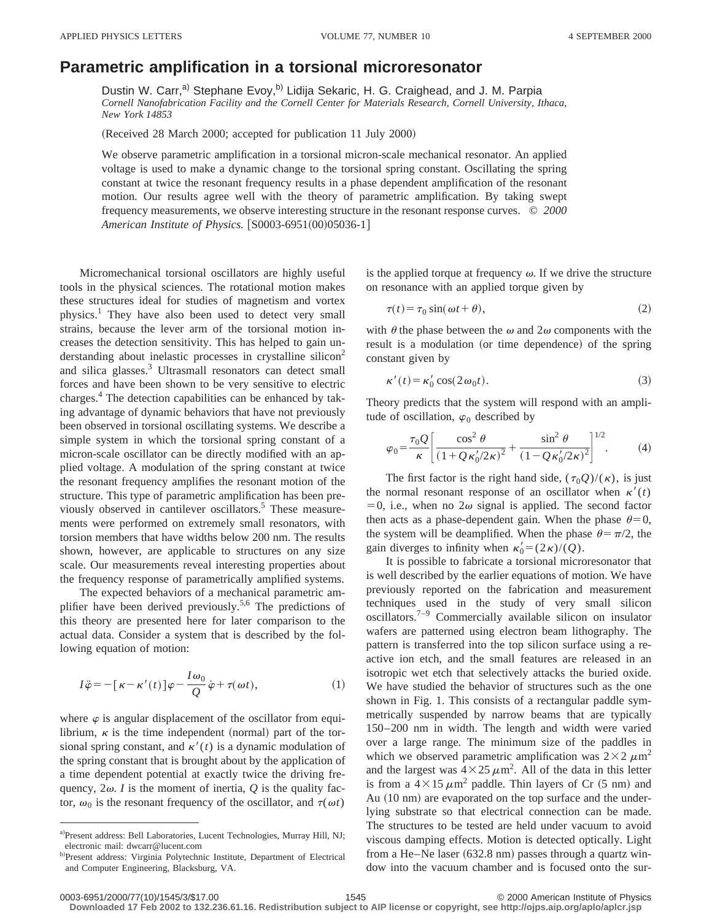# Parametric amplification in a torsional microresonator

Dustin W. Carr,[a] Stephane Evoy,[b] Lidija Sekaric, H. G. Craighead, and J. M. Parpia

*Cornell Nanofabrication Facility and the Cornell Center for Materials Research, Cornell University, Ithaca, New York 14853*

(Received 28 March 2000; accepted for publication 11 July 2000)

We observe parametric amplification in a torsional micron-scale mechanical resonator. An applied voltage is used to make a dynamic change to the torsional spring constant. Oscillating the spring constant at twice the resonant frequency results in a phase dependent amplification of the resonant motion. Our results agree well with the theory of parametric amplification. By taking swept frequency measurements, we observe interesting structure in the resonant response curves. © *2000 American Institute of Physics.* [S0003-6951(00)05036-1]

Micromechanical torsional oscillators are highly useful tools in the physical sciences. The rotational motion makes these structures ideal for studies of magnetism and vortex physics.[1] They have also been used to detect very small strains, because the lever arm of the torsional motion increases the detection sensitivity. This has helped to gain understanding about inelastic processes in crystalline silicon[2] and silica glasses.[3] Ultrasmall resonators can detect small forces and have been shown to be very sensitive to electric charges.[4] The detection capabilities can be enhanced by taking advantage of dynamic behaviors that have not previously been observed in torsional oscillating systems. We describe a simple system in which the torsional spring constant of a micron-scale oscillator can be directly modified with an applied voltage. A modulation of the spring constant at twice the resonant frequency amplifies the resonant motion of the structure. This type of parametric amplification has been previously observed in cantilever oscillators.[5] These measurements were performed on extremely small resonators, with torsion members that have widths below 200 nm. The results shown, however, are applicable to structures on any size scale. Our measurements reveal interesting properties about the frequency response of parametrically amplified systems.

The expected behaviors of a mechanical parametric amplifier have been derived previously.[5,6] The predictions of this theory are presented here for later comparison to the actual data. Consider a system that is described by the following equation of motion:

$$I\ddot{\varphi} = -[\kappa - \kappa'(t)]\varphi - \frac{I\omega_0}{Q}\dot{\varphi} + \tau(\omega t), \tag{1}$$

where $\varphi$ is angular displacement of the oscillator from equilibrium, $\kappa$ is the time independent (normal) part of the torsional spring constant, and $\kappa'(t)$ is a dynamic modulation of the spring constant that is brought about by the application of a time dependent potential at exactly twice the driving frequency, $2\omega$. $I$ is the moment of inertia, $Q$ is the quality factor, $\omega_0$ is the resonant frequency of the oscillator, and $\tau(\omega t)$ is the applied torque at frequency $\omega$. If we drive the structure on resonance with an applied torque given by

$$\tau(t) = \tau_0 \sin(\omega t + \theta), \tag{2}$$

with $\theta$ the phase between the $\omega$ and $2\omega$ components with the result is a modulation (or time dependence) of the spring constant given by

$$\kappa'(t) = \kappa_0' \cos(2\omega_0 t). \tag{3}$$

Theory predicts that the system will respond with an amplitude of oscillation, $\varphi_0$ described by

$$\varphi_0 = \frac{\tau_0 Q}{\kappa}\left[\frac{\cos^2\theta}{(1+Q\kappa_0'/2\kappa)^2} + \frac{\sin^2\theta}{(1-Q\kappa_0'/2\kappa)^2}\right]^{1/2}. \tag{4}$$

The first factor is the right hand side, $(\tau_0 Q)/(\kappa)$, is just the normal resonant response of an oscillator when $\kappa'(t) = 0$, i.e., when no $2\omega$ signal is applied. The second factor then acts as a phase-dependent gain. When the phase $\theta = 0$, the system will be deamplified. When the phase $\theta = \pi/2$, the gain diverges to infinity when $\kappa_0' = (2\kappa)/(Q)$.

It is possible to fabricate a torsional microresonator that is well described by the earlier equations of motion. We have previously reported on the fabrication and measurement techniques used in the study of very small silicon oscillators.[7–9] Commercially available silicon on insulator wafers are patterned using electron beam lithography. The pattern is transferred into the top silicon surface using a reactive ion etch, and the small features are released in an isotropic wet etch that selectively attacks the buried oxide. We have studied the behavior of structures such as the one shown in Fig. 1. This consists of a rectangular paddle symmetrically suspended by narrow beams that are typically 150–200 nm in width. The length and width were varied over a large range. The minimum size of the paddles in which we observed parametric amplification was $2\times 2\ \mu\text{m}^2$ and the largest was $4\times 25\ \mu\text{m}^2$. All of the data in this letter is from a $4\times 15\ \mu\text{m}^2$ paddle. Thin layers of Cr (5 nm) and Au (10 nm) are evaporated on the top surface and the underlying substrate so that electrical connection can be made. The structures to be tested are held under vacuum to avoid viscous damping effects. Motion is detected optically. Light from a He–Ne laser (632.8 nm) passes through a quartz window into the vacuum chamber and is focused onto the sur-

---

[a] Present address: Bell Laboratories, Lucent Technologies, Murray Hill, NJ; electronic mail: dwcarr@lucent.com

[b] Present address: Virginia Polytechnic Institute, Department of Electrical and Computer Engineering, Blacksburg, VA.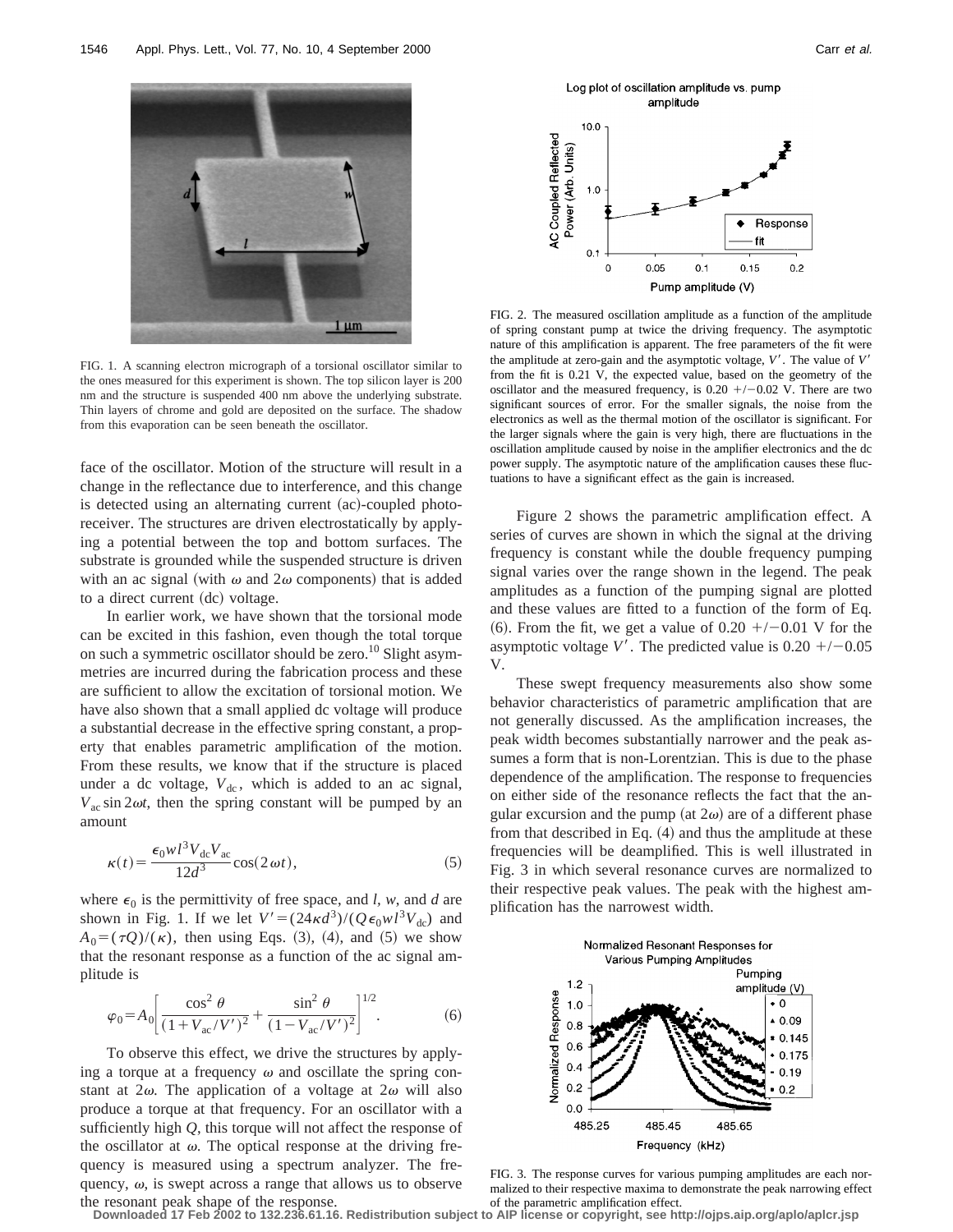FIG. 1. A scanning electron micrograph of a torsional oscillator similar to the ones measured for this experiment is shown. The top silicon layer is 200 nm and the structure is suspended 400 nm above the underlying substrate. Thin layers of chrome and gold are deposited on the surface. The shadow from this evaporation can be seen beneath the oscillator.

face of the oscillator. Motion of the structure will result in a change in the reflectance due to interference, and this change is detected using an alternating current (ac)-coupled photoreceiver. The structures are driven electrostatically by applying a potential between the top and bottom surfaces. The substrate is grounded while the suspended structure is driven with an ac signal (with $\omega$ and $2\omega$ components) that is added to a direct current (dc) voltage.

In earlier work, we have shown that the torsional mode can be excited in this fashion, even though the total torque on such a symmetric oscillator should be zero.[10] Slight asymmetries are incurred during the fabrication process and these are sufficient to allow the excitation of torsional motion. We have also shown that a small applied dc voltage will produce a substantial decrease in the effective spring constant, a property that enables parametric amplification of the motion. From these results, we know that if the structure is placed under a dc voltage, $V_{\mathrm{dc}}$, which is added to an ac signal, $V_{\mathrm{ac}} \sin 2\omega t$, then the spring constant will be pumped by an amount

$$\kappa(t) = \frac{\epsilon_0 w l^3 V_{\mathrm{dc}} V_{\mathrm{ac}}}{12 d^3} \cos(2\omega t), \tag{5}$$

where $\epsilon_0$ is the permittivity of free space, and $l$, $w$, and $d$ are shown in Fig. 1. If we let $V' = (24\kappa d^3)/(Q\epsilon_0 w l^3 V_{\mathrm{dc}})$ and $A_0 = (\tau Q)/(\kappa)$, then using Eqs. (3), (4), and (5) we show that the resonant response as a function of the ac signal amplitude is

$$\varphi_0 = A_0 \left[ \frac{\cos^2\theta}{(1 + V_{\mathrm{ac}}/V')^2} + \frac{\sin^2\theta}{(1 - V_{\mathrm{ac}}/V')^2} \right]^{1/2}. \tag{6}$$

To observe this effect, we drive the structures by applying a torque at a frequency $\omega$ and oscillate the spring constant at $2\omega$. The application of a voltage at $2\omega$ will also produce a torque at that frequency. For an oscillator with a sufficiently high $Q$, this torque will not affect the response of the oscillator at $\omega$. The optical response at the driving frequency is measured using a spectrum analyzer. The frequency, $\omega$, is swept across a range that allows us to observe the resonant peak shape of the response.

FIG. 2. The measured oscillation amplitude as a function of the amplitude of spring constant pump at twice the driving frequency. The asymptotic nature of this amplification is apparent. The free parameters of the fit were the amplitude at zero-gain and the asymptotic voltage, $V'$. The value of $V'$ from the fit is 0.21 V, the expected value, based on the geometry of the oscillator and the measured frequency, is 0.20 +/−0.02 V. There are two significant sources of error. For the smaller signals, the noise from the electronics as well as the thermal motion of the oscillator is significant. For the larger signals where the gain is very high, there are fluctuations in the oscillation amplitude caused by noise in the amplifier electronics and the dc power supply. The asymptotic nature of the amplification causes these fluctuations to have a significant effect as the gain is increased.

Figure 2 shows the parametric amplification effect. A series of curves are shown in which the signal at the driving frequency is constant while the double frequency pumping signal varies over the range shown in the legend. The peak amplitudes as a function of the pumping signal are plotted and these values are fitted to a function of the form of Eq. (6). From the fit, we get a value of 0.20 +/−0.01 V for the asymptotic voltage $V'$. The predicted value is 0.20 +/−0.05 V.

These swept frequency measurements also show some behavior characteristics of parametric amplification that are not generally discussed. As the amplification increases, the peak width becomes substantially narrower and the peak assumes a form that is non-Lorentzian. This is due to the phase dependence of the amplification. The response to frequencies on either side of the resonance reflects the fact that the angular excursion and the pump (at $2\omega$) are of a different phase from that described in Eq. (4) and thus the amplitude at these frequencies will be deamplified. This is well illustrated in Fig. 3 in which several resonance curves are normalized to their respective peak values. The peak with the highest amplification has the narrowest width.

FIG. 3. The response curves for various pumping amplitudes are each normalized to their respective maxima to demonstrate the peak narrowing effect of the parametric amplification effect.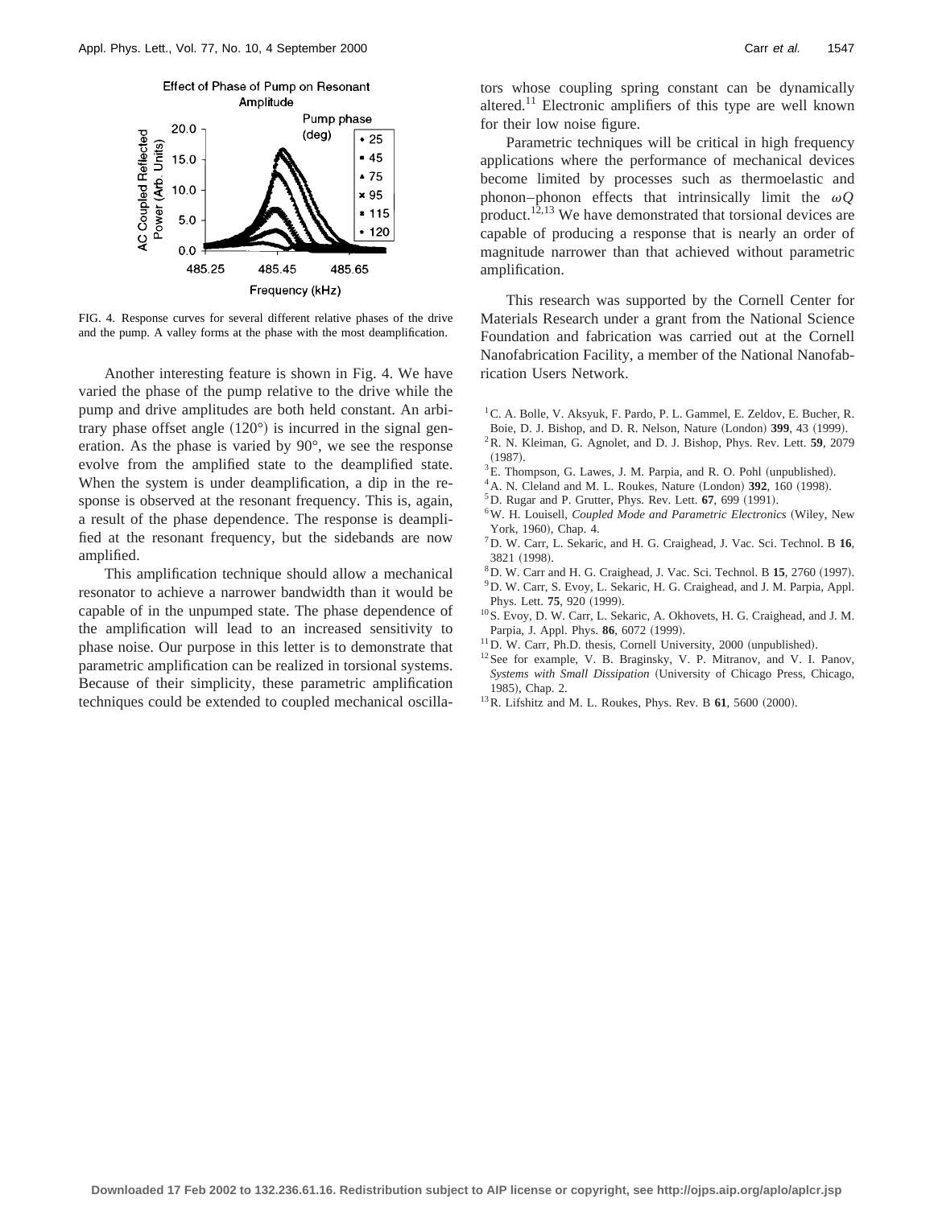Effect of Phase of Pump on Resonant Amplitude

Pump phase (deg)

25
45
75
95
115
120

AC Coupled Reflected Power (Arb. Units)

20.0
15.0
10.0
5.0
0.0

485.25
485.45
485.65

Frequency (kHz)

FIG. 4. Response curves for several different relative phases of the drive and the pump. A valley forms at the phase with the most deamplification.

Another interesting feature is shown in Fig. 4. We have varied the phase of the pump relative to the drive while the pump and drive amplitudes are both held constant. An arbitrary phase offset angle (120°) is incurred in the signal generation. As the phase is varied by 90°, we see the response evolve from the amplified state to the deamplified state. When the system is under deamplification, a dip in the response is observed at the resonant frequency. This is, again, a result of the phase dependence. The response is deamplified at the resonant frequency, but the sidebands are now amplified.

This amplification technique should allow a mechanical resonator to achieve a narrower bandwidth than it would be capable of in the unpumped state. The phase dependence of the amplification will lead to an increased sensitivity to phase noise. Our purpose in this letter is to demonstrate that parametric amplification can be realized in torsional systems. Because of their simplicity, these parametric amplification techniques could be extended to coupled mechanical oscillators whose coupling spring constant can be dynamically altered.[11] Electronic amplifiers of this type are well known for their low noise figure.

Parametric techniques will be critical in high frequency applications where the performance of mechanical devices become limited by processes such as thermoelastic and phonon–phonon effects that intrinsically limit the $\omega Q$ product.[12,13] We have demonstrated that torsional devices are capable of producing a response that is nearly an order of magnitude narrower than that achieved without parametric amplification.

This research was supported by the Cornell Center for Materials Research under a grant from the National Science Foundation and fabrication was carried out at the Cornell Nanofabrication Facility, a member of the National Nanofabrication Users Network.

[1] C. A. Bolle, V. Aksyuk, F. Pardo, P. L. Gammel, E. Zeldov, E. Bucher, R. Boie, D. J. Bishop, and D. R. Nelson, Nature (London) **399**, 43 (1999).
[2] R. N. Kleiman, G. Agnolet, and D. J. Bishop, Phys. Rev. Lett. **59**, 2079 (1987).
[3] E. Thompson, G. Lawes, J. M. Parpia, and R. O. Pohl (unpublished).
[4] A. N. Cleland and M. L. Roukes, Nature (London) **392**, 160 (1998).
[5] D. Rugar and P. Grutter, Phys. Rev. Lett. **67**, 699 (1991).
[6] W. H. Louisell, *Coupled Mode and Parametric Electronics* (Wiley, New York, 1960), Chap. 4.
[7] D. W. Carr, L. Sekaric, and H. G. Craighead, J. Vac. Sci. Technol. B **16**, 3821 (1998).
[8] D. W. Carr and H. G. Craighead, J. Vac. Sci. Technol. B **15**, 2760 (1997).
[9] D. W. Carr, S. Evoy, L. Sekaric, H. G. Craighead, and J. M. Parpia, Appl. Phys. Lett. **75**, 920 (1999).
[10] S. Evoy, D. W. Carr, L. Sekaric, A. Okhovets, H. G. Craighead, and J. M. Parpia, J. Appl. Phys. **86**, 6072 (1999).
[11] D. W. Carr, Ph.D. thesis, Cornell University, 2000 (unpublished).
[12] See for example, V. B. Braginsky, V. P. Mitranov, and V. I. Panov, *Systems with Small Dissipation* (University of Chicago Press, Chicago, 1985), Chap. 2.
[13] R. Lifshitz and M. L. Roukes, Phys. Rev. B **61**, 5600 (2000).